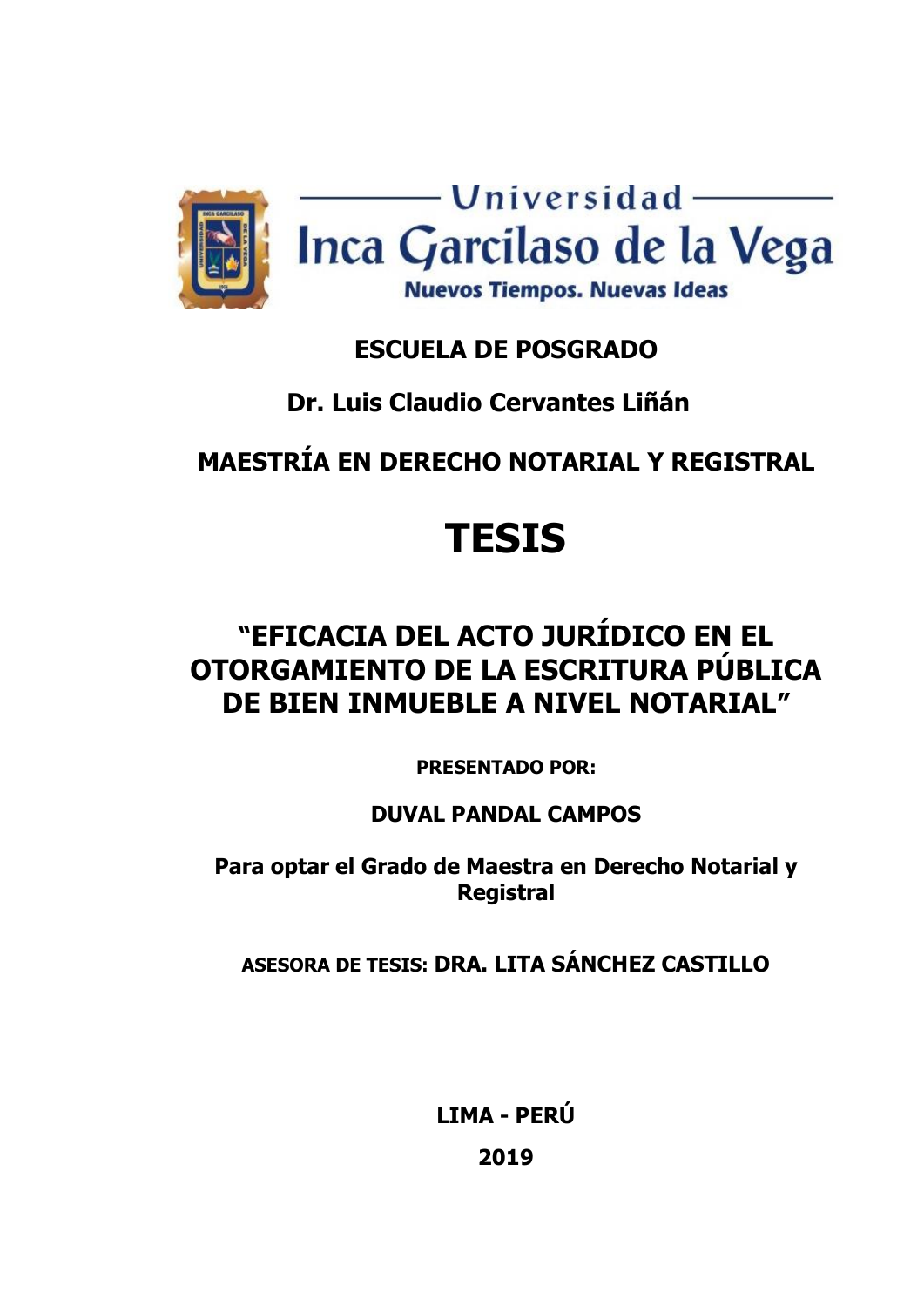Universidad

Inca Garcilaso de la Vega

Nuevos Tiempos. Nuevas Ideas

**ESCUELA DE POSGRADO**

**Dr. Luis Claudio Cervantes Liñán**

**MAESTRÍA EN DERECHO NOTARIAL Y REGISTRAL**

# TESIS

## "EFICACIA DEL ACTO JURÍDICO EN EL OTORGAMIENTO DE LA ESCRITURA PÚBLICA DE BIEN INMUEBLE A NIVEL NOTARIAL"

**PRESENTADO POR:**

**DUVAL PANDAL CAMPOS**

**Para optar el Grado de Maestra en Derecho Notarial y Registral**

**ASESORA DE TESIS: DRA. LITA SÁNCHEZ CASTILLO**

**LIMA - PERÚ**

**2019**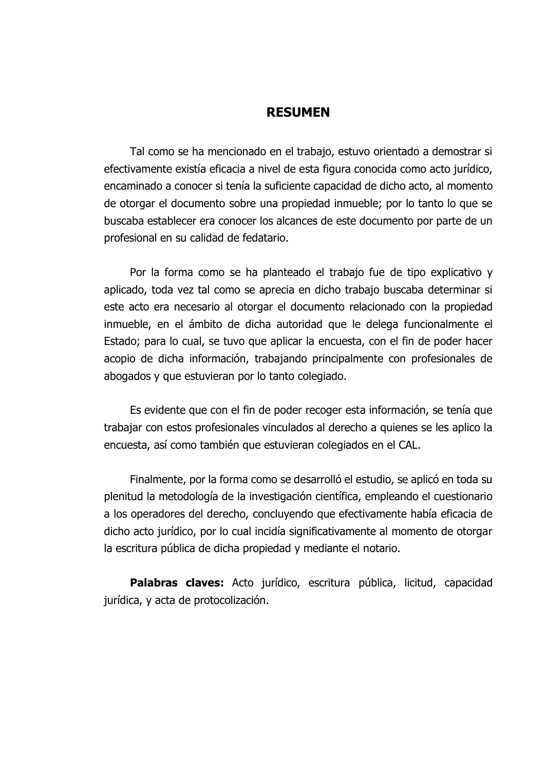# RESUMEN

Tal como se ha mencionado en el trabajo, estuvo orientado a demostrar si efectivamente existía eficacia a nivel de esta figura conocida como acto jurídico, encaminado a conocer si tenía la suficiente capacidad de dicho acto, al momento de otorgar el documento sobre una propiedad inmueble; por lo tanto lo que se buscaba establecer era conocer los alcances de este documento por parte de un profesional en su calidad de fedatario.

Por la forma como se ha planteado el trabajo fue de tipo explicativo y aplicado, toda vez tal como se aprecia en dicho trabajo buscaba determinar si este acto era necesario al otorgar el documento relacionado con la propiedad inmueble, en el ámbito de dicha autoridad que le delega funcionalmente el Estado; para lo cual, se tuvo que aplicar la encuesta, con el fin de poder hacer acopio de dicha información, trabajando principalmente con profesionales de abogados y que estuvieran por lo tanto colegiado.

Es evidente que con el fin de poder recoger esta información, se tenía que trabajar con estos profesionales vinculados al derecho a quienes se les aplico la encuesta, así como también que estuvieran colegiados en el CAL.

Finalmente, por la forma como se desarrolló el estudio, se aplicó en toda su plenitud la metodología de la investigación científica, empleando el cuestionario a los operadores del derecho, concluyendo que efectivamente había eficacia de dicho acto jurídico, por lo cual incidía significativamente al momento de otorgar la escritura pública de dicha propiedad y mediante el notario.

**Palabras claves:** Acto jurídico, escritura pública, licitud, capacidad jurídica, y acta de protocolización.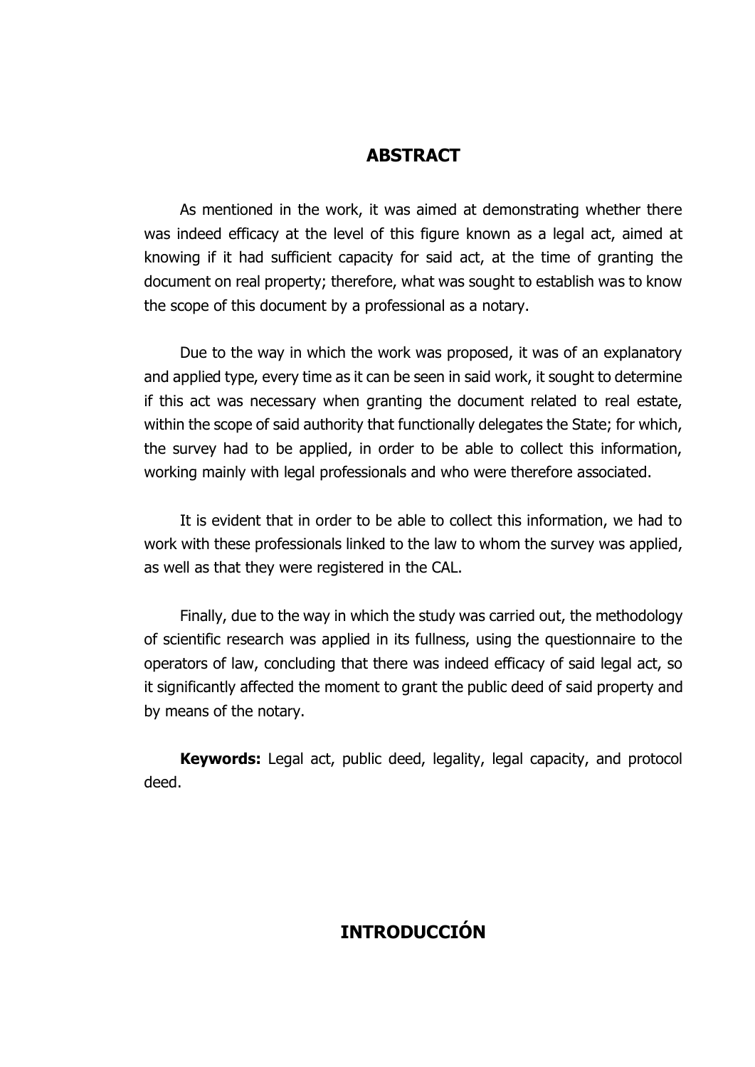## ABSTRACT

As mentioned in the work, it was aimed at demonstrating whether there was indeed efficacy at the level of this figure known as a legal act, aimed at knowing if it had sufficient capacity for said act, at the time of granting the document on real property; therefore, what was sought to establish was to know the scope of this document by a professional as a notary.

Due to the way in which the work was proposed, it was of an explanatory and applied type, every time as it can be seen in said work, it sought to determine if this act was necessary when granting the document related to real estate, within the scope of said authority that functionally delegates the State; for which, the survey had to be applied, in order to be able to collect this information, working mainly with legal professionals and who were therefore associated.

It is evident that in order to be able to collect this information, we had to work with these professionals linked to the law to whom the survey was applied, as well as that they were registered in the CAL.

Finally, due to the way in which the study was carried out, the methodology of scientific research was applied in its fullness, using the questionnaire to the operators of law, concluding that there was indeed efficacy of said legal act, so it significantly affected the moment to grant the public deed of said property and by means of the notary.

**Keywords:** Legal act, public deed, legality, legal capacity, and protocol deed.

## INTRODUCCIÓN